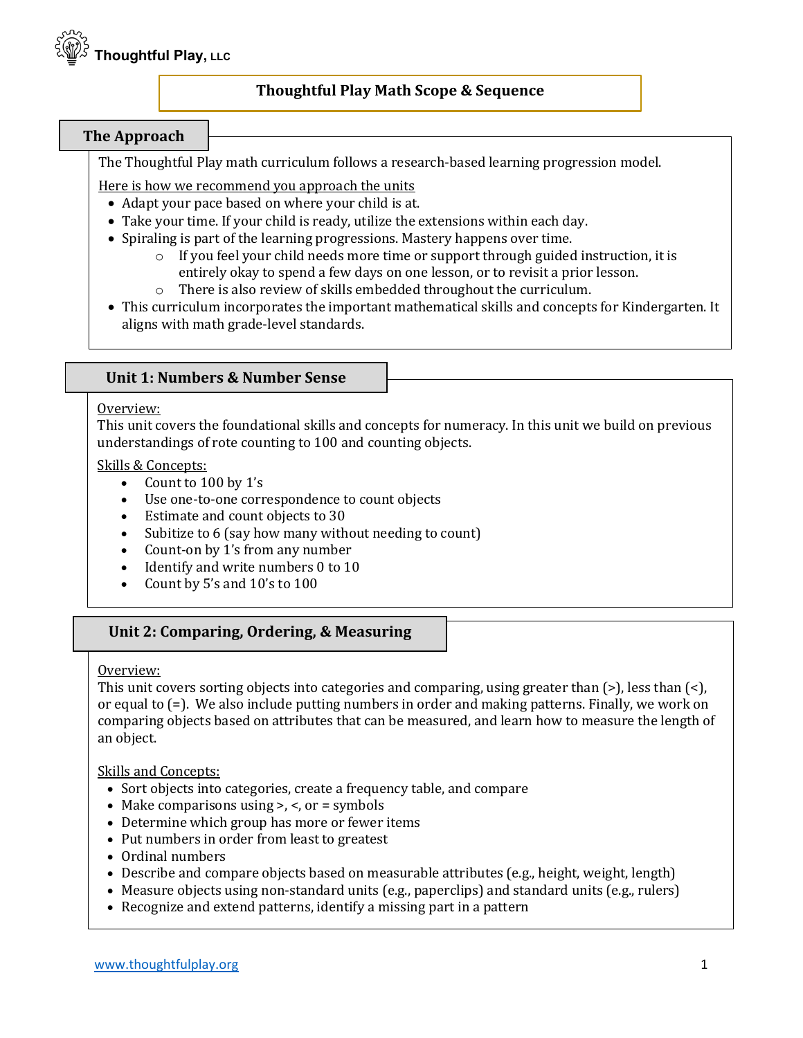Thoughtful Play, LLC

# Thoughtful Play Math Scope & Sequence

## The Approach

The Thoughtful Play math curriculum follows a research-based learning progression model.

Here is how we recommend you approach the units

- Adapt your pace based on where your child is at.
- Take your time. If your child is ready, utilize the extensions within each day.
- Spiraling is part of the learning progressions. Mastery happens over time.
  - If you feel your child needs more time or support through guided instruction, it is entirely okay to spend a few days on one lesson, or to revisit a prior lesson.
  - There is also review of skills embedded throughout the curriculum.
- This curriculum incorporates the important mathematical skills and concepts for Kindergarten. It aligns with math grade-level standards.

## Unit 1: Numbers & Number Sense

Overview:

This unit covers the foundational skills and concepts for numeracy. In this unit we build on previous understandings of rote counting to 100 and counting objects.

Skills & Concepts:

- Count to 100 by 1's
- Use one-to-one correspondence to count objects
- Estimate and count objects to 30
- Subitize to 6 (say how many without needing to count)
- Count-on by 1's from any number
- Identify and write numbers 0 to 10
- Count by 5's and 10's to 100

## Unit 2: Comparing, Ordering, & Measuring

Overview:

This unit covers sorting objects into categories and comparing, using greater than (>), less than (<), or equal to (=). We also include putting numbers in order and making patterns. Finally, we work on comparing objects based on attributes that can be measured, and learn how to measure the length of an object.

Skills and Concepts:

- Sort objects into categories, create a frequency table, and compare
- Make comparisons using >, <, or = symbols
- Determine which group has more or fewer items
- Put numbers in order from least to greatest
- Ordinal numbers
- Describe and compare objects based on measurable attributes (e.g., height, weight, length)
- Measure objects using non-standard units (e.g., paperclips) and standard units (e.g., rulers)
- Recognize and extend patterns, identify a missing part in a pattern

www.thoughtfulplay.org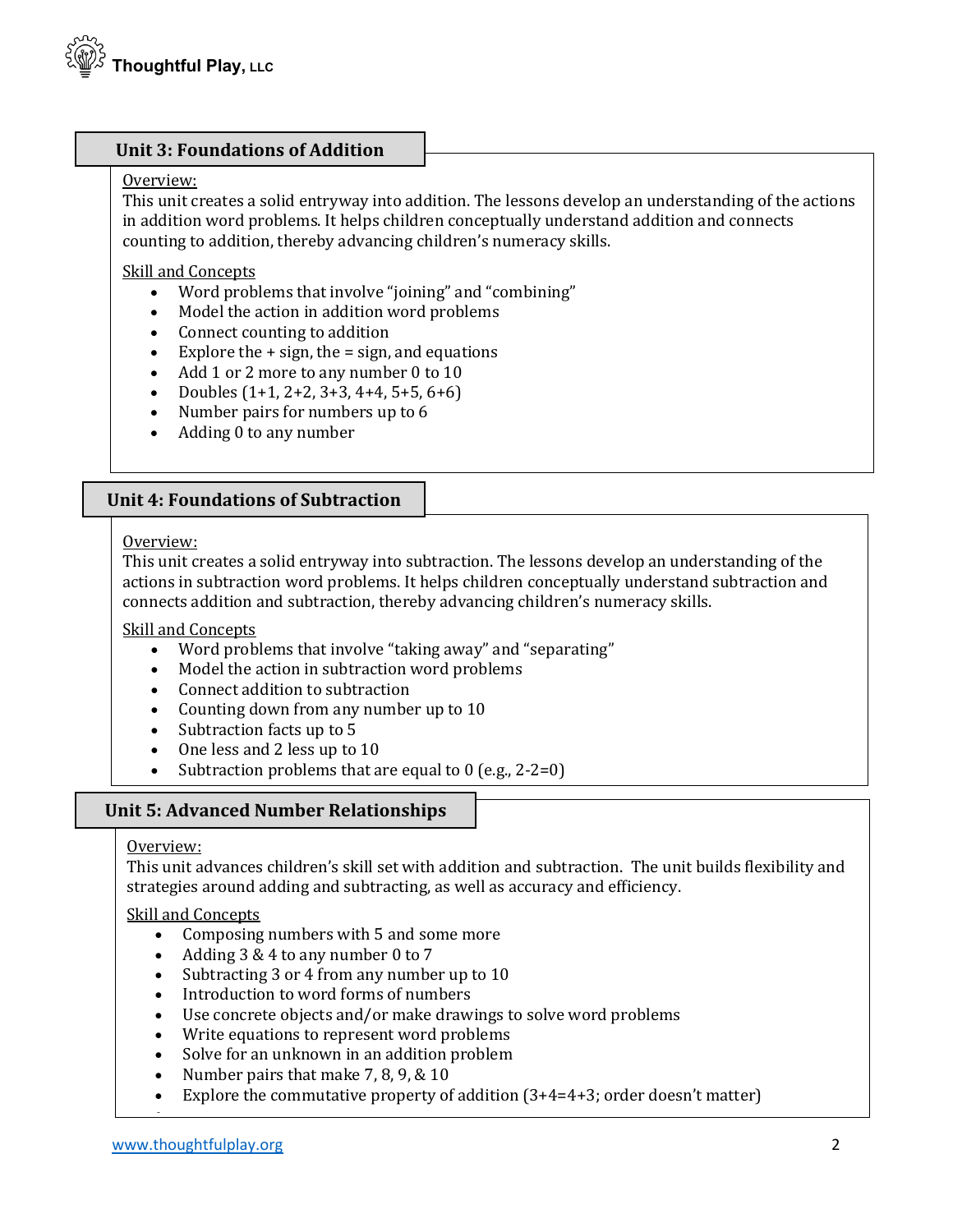## Unit 3: Foundations of Addition

Overview:
This unit creates a solid entryway into addition. The lessons develop an understanding of the actions in addition word problems. It helps children conceptually understand addition and connects counting to addition, thereby advancing children's numeracy skills.

Skill and Concepts

- Word problems that involve "joining" and "combining"
- Model the action in addition word problems
- Connect counting to addition
- Explore the + sign, the = sign, and equations
- Add 1 or 2 more to any number 0 to 10
- Doubles (1+1, 2+2, 3+3, 4+4, 5+5, 6+6)
- Number pairs for numbers up to 6
- Adding 0 to any number

## Unit 4: Foundations of Subtraction

Overview:
This unit creates a solid entryway into subtraction. The lessons develop an understanding of the actions in subtraction word problems. It helps children conceptually understand subtraction and connects addition and subtraction, thereby advancing children's numeracy skills.

Skill and Concepts

- Word problems that involve "taking away" and "separating"
- Model the action in subtraction word problems
- Connect addition to subtraction
- Counting down from any number up to 10
- Subtraction facts up to 5
- One less and 2 less up to 10
- Subtraction problems that are equal to 0 (e.g., 2-2=0)

## Unit 5: Advanced Number Relationships

Overview:
This unit advances children's skill set with addition and subtraction. The unit builds flexibility and strategies around adding and subtracting, as well as accuracy and efficiency.

Skill and Concepts

- Composing numbers with 5 and some more
- Adding 3 & 4 to any number 0 to 7
- Subtracting 3 or 4 from any number up to 10
- Introduction to word forms of numbers
- Use concrete objects and/or make drawings to solve word problems
- Write equations to represent word problems
- Solve for an unknown in an addition problem
- Number pairs that make 7, 8, 9, & 10
- Explore the commutative property of addition (3+4=4+3; order doesn't matter)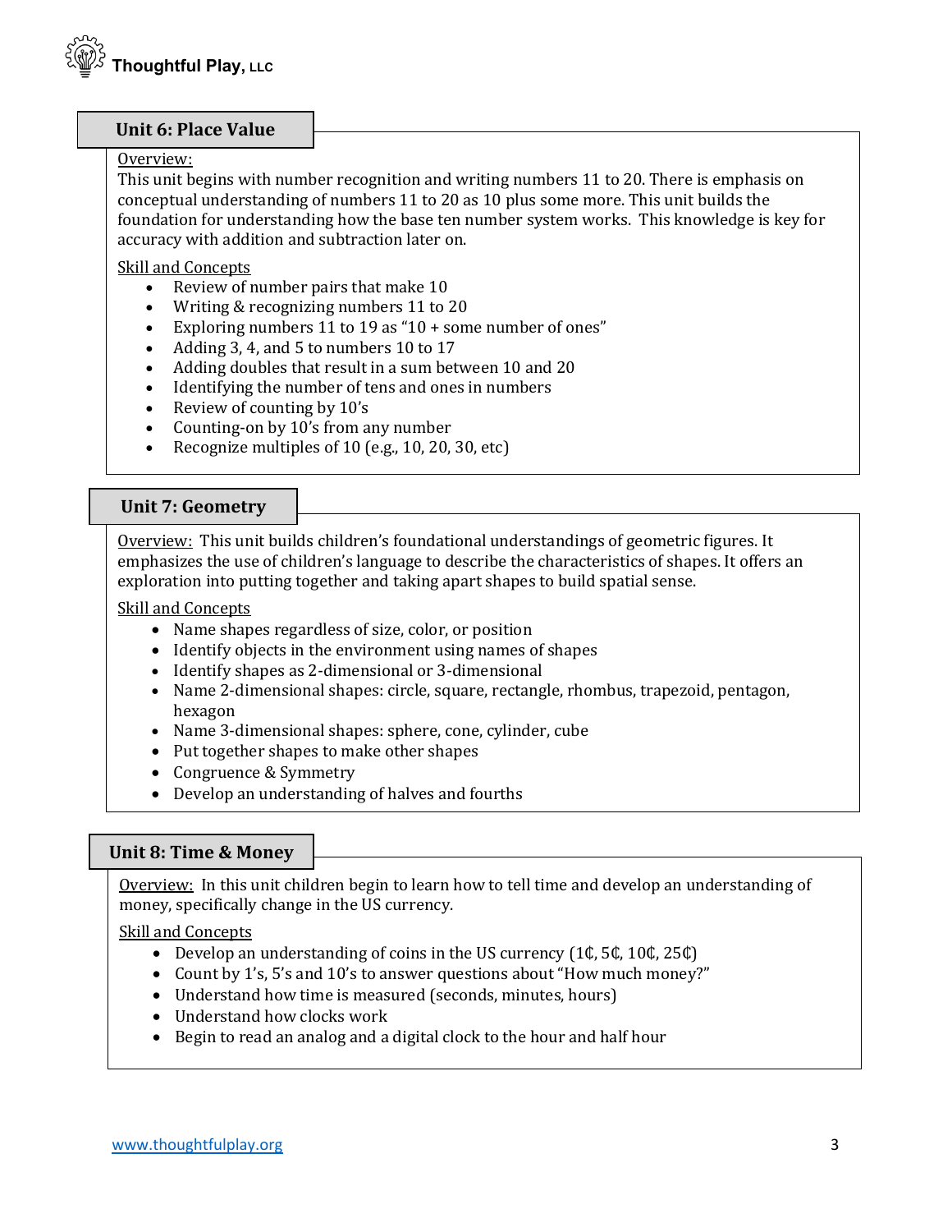## Unit 6: Place Value

Overview:
This unit begins with number recognition and writing numbers 11 to 20. There is emphasis on conceptual understanding of numbers 11 to 20 as 10 plus some more. This unit builds the foundation for understanding how the base ten number system works. This knowledge is key for accuracy with addition and subtraction later on.

Skill and Concepts

- Review of number pairs that make 10
- Writing & recognizing numbers 11 to 20
- Exploring numbers 11 to 19 as "10 + some number of ones"
- Adding 3, 4, and 5 to numbers 10 to 17
- Adding doubles that result in a sum between 10 and 20
- Identifying the number of tens and ones in numbers
- Review of counting by 10's
- Counting-on by 10's from any number
- Recognize multiples of 10 (e.g., 10, 20, 30, etc)

## Unit 7: Geometry

Overview: This unit builds children's foundational understandings of geometric figures. It emphasizes the use of children's language to describe the characteristics of shapes. It offers an exploration into putting together and taking apart shapes to build spatial sense.

Skill and Concepts

- Name shapes regardless of size, color, or position
- Identify objects in the environment using names of shapes
- Identify shapes as 2-dimensional or 3-dimensional
- Name 2-dimensional shapes: circle, square, rectangle, rhombus, trapezoid, pentagon, hexagon
- Name 3-dimensional shapes: sphere, cone, cylinder, cube
- Put together shapes to make other shapes
- Congruence & Symmetry
- Develop an understanding of halves and fourths

## Unit 8: Time & Money

Overview: In this unit children begin to learn how to tell time and develop an understanding of money, specifically change in the US currency.

Skill and Concepts

- Develop an understanding of coins in the US currency (1₵, 5₵, 10₵, 25₵)
- Count by 1's, 5's and 10's to answer questions about "How much money?"
- Understand how time is measured (seconds, minutes, hours)
- Understand how clocks work
- Begin to read an analog and a digital clock to the hour and half hour